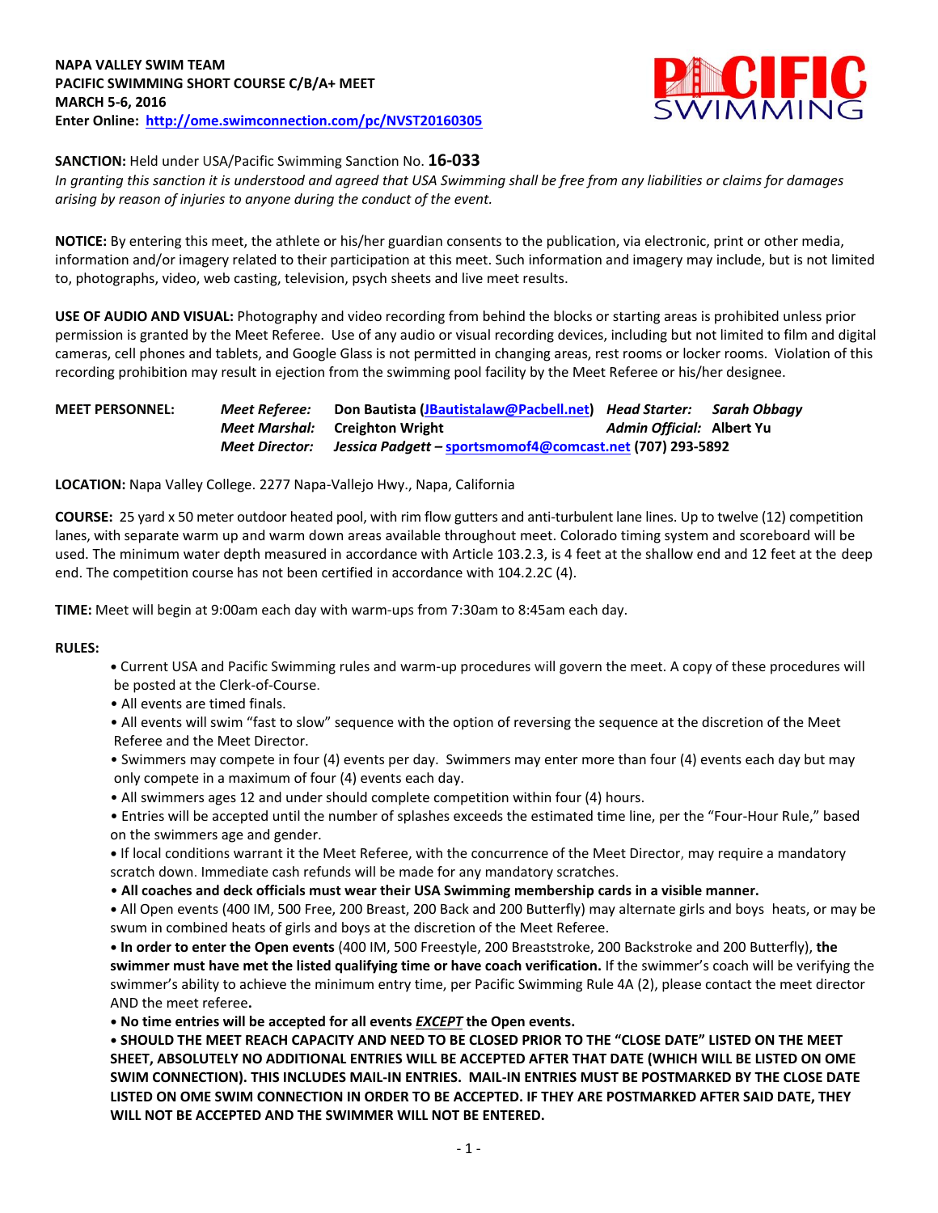**NAPA VALLEY SWIM TEAM**
**PACIFIC SWIMMING SHORT COURSE C/B/A+ MEET**
**MARCH 5-6, 2016**
**Enter Online: [http://ome.swimconnection.com/pc/NVST20160305](http://ome.swimconnection.com/pc/NVST20160305)**

**SANCTION:** Held under USA/Pacific Swimming Sanction No. **16-033**
*In granting this sanction it is understood and agreed that USA Swimming shall be free from any liabilities or claims for damages arising by reason of injuries to anyone during the conduct of the event.*

**NOTICE:** By entering this meet, the athlete or his/her guardian consents to the publication, via electronic, print or other media, information and/or imagery related to their participation at this meet. Such information and imagery may include, but is not limited to, photographs, video, web casting, television, psych sheets and live meet results.

**USE OF AUDIO AND VISUAL:** Photography and video recording from behind the blocks or starting areas is prohibited unless prior permission is granted by the Meet Referee. Use of any audio or visual recording devices, including but not limited to film and digital cameras, cell phones and tablets, and Google Glass is not permitted in changing areas, rest rooms or locker rooms. Violation of this recording prohibition may result in ejection from the swimming pool facility by the Meet Referee or his/her designee.

**MEET PERSONNEL:**
*Meet Referee:* **Don Bautista ([JBautistalaw@Pacbell.net](mailto:JBautistalaw@Pacbell.net))** *Head Starter:* ***Sarah Obbagy***
*Meet Marshal:* **Creighton Wright** *Admin Official:* **Albert Yu**
*Meet Director:* ***Jessica Padgett*** **– [sportsmomof4@comcast.net](mailto:sportsmomof4@comcast.net) (707) 293-5892**

**LOCATION:** Napa Valley College. 2277 Napa-Vallejo Hwy., Napa, California

**COURSE:** 25 yard x 50 meter outdoor heated pool, with rim flow gutters and anti-turbulent lane lines. Up to twelve (12) competition lanes, with separate warm up and warm down areas available throughout meet. Colorado timing system and scoreboard will be used. The minimum water depth measured in accordance with Article 103.2.3, is 4 feet at the shallow end and 12 feet at the deep end. The competition course has not been certified in accordance with 104.2.2C (4).

**TIME:** Meet will begin at 9:00am each day with warm-ups from 7:30am to 8:45am each day.

**RULES:**

- Current USA and Pacific Swimming rules and warm-up procedures will govern the meet. A copy of these procedures will be posted at the Clerk-of-Course.
- All events are timed finals.
- All events will swim "fast to slow" sequence with the option of reversing the sequence at the discretion of the Meet Referee and the Meet Director.
- Swimmers may compete in four (4) events per day. Swimmers may enter more than four (4) events each day but may only compete in a maximum of four (4) events each day.
- All swimmers ages 12 and under should complete competition within four (4) hours.
- Entries will be accepted until the number of splashes exceeds the estimated time line, per the "Four-Hour Rule," based on the swimmers age and gender.
- If local conditions warrant it the Meet Referee, with the concurrence of the Meet Director, may require a mandatory scratch down. Immediate cash refunds will be made for any mandatory scratches.
- **All coaches and deck officials must wear their USA Swimming membership cards in a visible manner.**
- All Open events (400 IM, 500 Free, 200 Breast, 200 Back and 200 Butterfly) may alternate girls and boys heats, or may be swum in combined heats of girls and boys at the discretion of the Meet Referee.
- **In order to enter the Open events** (400 IM, 500 Freestyle, 200 Breaststroke, 200 Backstroke and 200 Butterfly), **the swimmer must have met the listed qualifying time or have coach verification.** If the swimmer's coach will be verifying the swimmer's ability to achieve the minimum entry time, per Pacific Swimming Rule 4A (2), please contact the meet director AND the meet referee**.**
- **No time entries will be accepted for all events *EXCEPT* the Open events.**
- **SHOULD THE MEET REACH CAPACITY AND NEED TO BE CLOSED PRIOR TO THE "CLOSE DATE" LISTED ON THE MEET SHEET, ABSOLUTELY NO ADDITIONAL ENTRIES WILL BE ACCEPTED AFTER THAT DATE (WHICH WILL BE LISTED ON OME SWIM CONNECTION). THIS INCLUDES MAIL-IN ENTRIES. MAIL-IN ENTRIES MUST BE POSTMARKED BY THE CLOSE DATE LISTED ON OME SWIM CONNECTION IN ORDER TO BE ACCEPTED. IF THEY ARE POSTMARKED AFTER SAID DATE, THEY WILL NOT BE ACCEPTED AND THE SWIMMER WILL NOT BE ENTERED.**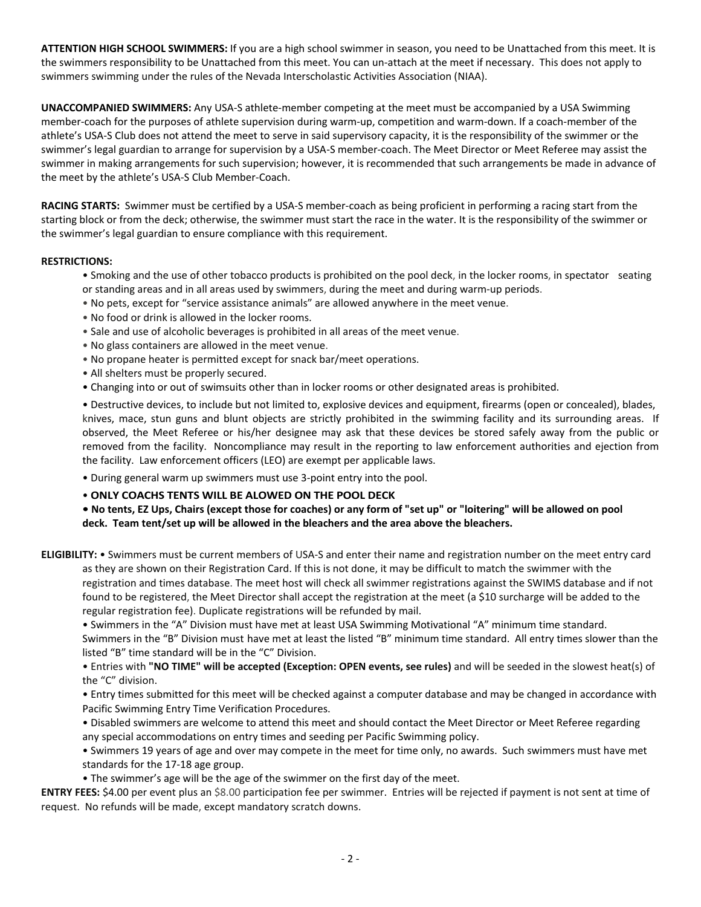**ATTENTION HIGH SCHOOL SWIMMERS:** If you are a high school swimmer in season, you need to be Unattached from this meet. It is the swimmers responsibility to be Unattached from this meet. You can un-attach at the meet if necessary. This does not apply to swimmers swimming under the rules of the Nevada Interscholastic Activities Association (NIAA).

**UNACCOMPANIED SWIMMERS:** Any USA-S athlete-member competing at the meet must be accompanied by a USA Swimming member-coach for the purposes of athlete supervision during warm-up, competition and warm-down. If a coach-member of the athlete's USA-S Club does not attend the meet to serve in said supervisory capacity, it is the responsibility of the swimmer or the swimmer's legal guardian to arrange for supervision by a USA-S member-coach. The Meet Director or Meet Referee may assist the swimmer in making arrangements for such supervision; however, it is recommended that such arrangements be made in advance of the meet by the athlete's USA-S Club Member-Coach.

**RACING STARTS:** Swimmer must be certified by a USA-S member-coach as being proficient in performing a racing start from the starting block or from the deck; otherwise, the swimmer must start the race in the water. It is the responsibility of the swimmer or the swimmer's legal guardian to ensure compliance with this requirement.

**RESTRICTIONS:**

- Smoking and the use of other tobacco products is prohibited on the pool deck, in the locker rooms, in spectator seating or standing areas and in all areas used by swimmers, during the meet and during warm-up periods.
- No pets, except for "service assistance animals" are allowed anywhere in the meet venue.
- No food or drink is allowed in the locker rooms.
- Sale and use of alcoholic beverages is prohibited in all areas of the meet venue.
- No glass containers are allowed in the meet venue.
- No propane heater is permitted except for snack bar/meet operations.
- All shelters must be properly secured.
- Changing into or out of swimsuits other than in locker rooms or other designated areas is prohibited.
- Destructive devices, to include but not limited to, explosive devices and equipment, firearms (open or concealed), blades, knives, mace, stun guns and blunt objects are strictly prohibited in the swimming facility and its surrounding areas. If observed, the Meet Referee or his/her designee may ask that these devices be stored safely away from the public or removed from the facility. Noncompliance may result in the reporting to law enforcement authorities and ejection from the facility. Law enforcement officers (LEO) are exempt per applicable laws.
- During general warm up swimmers must use 3-point entry into the pool.
- **ONLY COACHS TENTS WILL BE ALOWED ON THE POOL DECK**
- **No tents, EZ Ups, Chairs (except those for coaches) or any form of "set up" or "loitering" will be allowed on pool deck. Team tent/set up will be allowed in the bleachers and the area above the bleachers.**

**ELIGIBILITY:** • Swimmers must be current members of USA-S and enter their name and registration number on the meet entry card as they are shown on their Registration Card. If this is not done, it may be difficult to match the swimmer with the registration and times database. The meet host will check all swimmer registrations against the SWIMS database and if not found to be registered, the Meet Director shall accept the registration at the meet (a $10 surcharge will be added to the regular registration fee). Duplicate registrations will be refunded by mail.

- Swimmers in the "A" Division must have met at least USA Swimming Motivational "A" minimum time standard. Swimmers in the "B" Division must have met at least the listed "B" minimum time standard. All entry times slower than the listed "B" time standard will be in the "C" Division.
- Entries with **"NO TIME" will be accepted (Exception: OPEN events, see rules)** and will be seeded in the slowest heat(s) of the "C" division.
- Entry times submitted for this meet will be checked against a computer database and may be changed in accordance with Pacific Swimming Entry Time Verification Procedures.
- Disabled swimmers are welcome to attend this meet and should contact the Meet Director or Meet Referee regarding any special accommodations on entry times and seeding per Pacific Swimming policy.
- Swimmers 19 years of age and over may compete in the meet for time only, no awards. Such swimmers must have met standards for the 17-18 age group.
- The swimmer's age will be the age of the swimmer on the first day of the meet.

**ENTRY FEES:** $4.00 per event plus an $8.00 participation fee per swimmer. Entries will be rejected if payment is not sent at time of request. No refunds will be made, except mandatory scratch downs.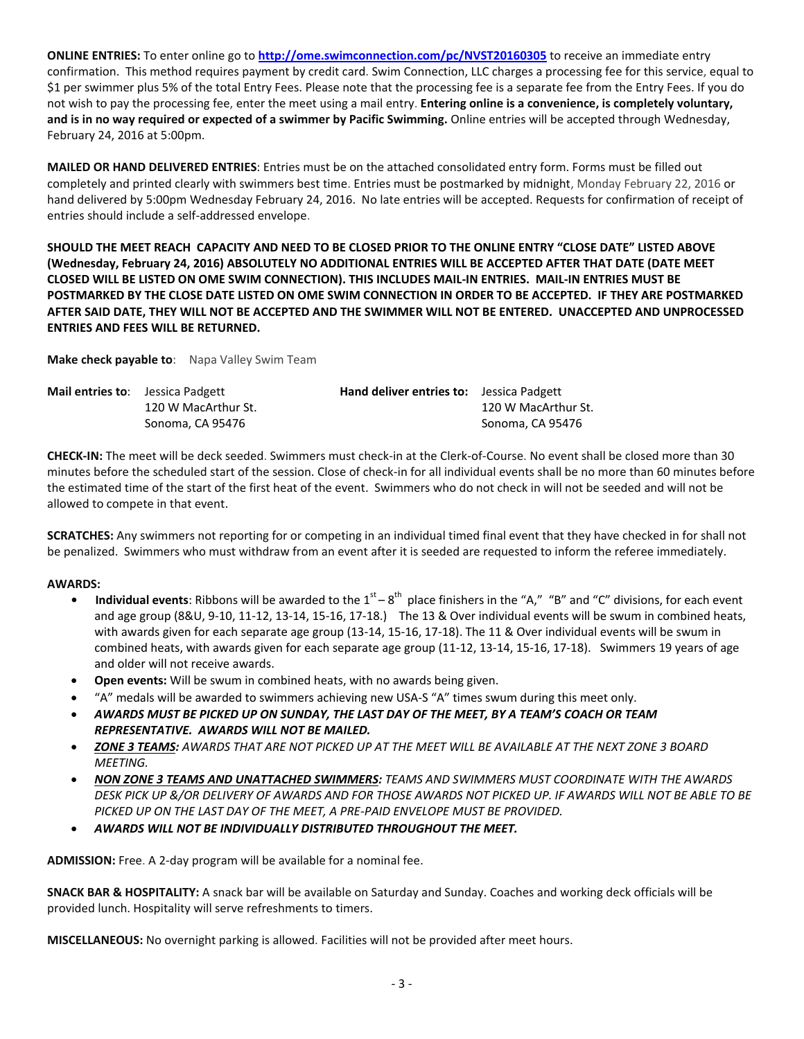**ONLINE ENTRIES:** To enter online go to **http://ome.swimconnection.com/pc/NVST20160305** to receive an immediate entry confirmation. This method requires payment by credit card. Swim Connection, LLC charges a processing fee for this service, equal to $1 per swimmer plus 5% of the total Entry Fees. Please note that the processing fee is a separate fee from the Entry Fees. If you do not wish to pay the processing fee, enter the meet using a mail entry. **Entering online is a convenience, is completely voluntary, and is in no way required or expected of a swimmer by Pacific Swimming.** Online entries will be accepted through Wednesday, February 24, 2016 at 5:00pm.

**MAILED OR HAND DELIVERED ENTRIES**: Entries must be on the attached consolidated entry form. Forms must be filled out completely and printed clearly with swimmers best time. Entries must be postmarked by midnight, Monday February 22, 2016 or hand delivered by 5:00pm Wednesday February 24, 2016. No late entries will be accepted. Requests for confirmation of receipt of entries should include a self-addressed envelope.

**SHOULD THE MEET REACH CAPACITY AND NEED TO BE CLOSED PRIOR TO THE ONLINE ENTRY "CLOSE DATE" LISTED ABOVE (Wednesday, February 24, 2016) ABSOLUTELY NO ADDITIONAL ENTRIES WILL BE ACCEPTED AFTER THAT DATE (DATE MEET CLOSED WILL BE LISTED ON OME SWIM CONNECTION). THIS INCLUDES MAIL-IN ENTRIES. MAIL-IN ENTRIES MUST BE POSTMARKED BY THE CLOSE DATE LISTED ON OME SWIM CONNECTION IN ORDER TO BE ACCEPTED. IF THEY ARE POSTMARKED AFTER SAID DATE, THEY WILL NOT BE ACCEPTED AND THE SWIMMER WILL NOT BE ENTERED. UNACCEPTED AND UNPROCESSED ENTRIES AND FEES WILL BE RETURNED.**

**Make check payable to**: Napa Valley Swim Team

**Mail entries to**: Jessica Padgett
120 W MacArthur St.
Sonoma, CA 95476

**Hand deliver entries to:** Jessica Padgett
120 W MacArthur St.
Sonoma, CA 95476

**CHECK-IN:** The meet will be deck seeded. Swimmers must check-in at the Clerk-of-Course. No event shall be closed more than 30 minutes before the scheduled start of the session. Close of check-in for all individual events shall be no more than 60 minutes before the estimated time of the start of the first heat of the event. Swimmers who do not check in will not be seeded and will not be allowed to compete in that event.

**SCRATCHES:** Any swimmers not reporting for or competing in an individual timed final event that they have checked in for shall not be penalized. Swimmers who must withdraw from an event after it is seeded are requested to inform the referee immediately.

**AWARDS:**

- **Individual events**: Ribbons will be awarded to the 1st – 8th place finishers in the "A," "B" and "C" divisions, for each event and age group (8&U, 9-10, 11-12, 13-14, 15-16, 17-18.) The 13 & Over individual events will be swum in combined heats, with awards given for each separate age group (13-14, 15-16, 17-18). The 11 & Over individual events will be swum in combined heats, with awards given for each separate age group (11-12, 13-14, 15-16, 17-18). Swimmers 19 years of age and older will not receive awards.
- **Open events:** Will be swum in combined heats, with no awards being given.
- "A" medals will be awarded to swimmers achieving new USA-S "A" times swum during this meet only.
- ***AWARDS MUST BE PICKED UP ON SUNDAY, THE LAST DAY OF THE MEET, BY A TEAM'S COACH OR TEAM REPRESENTATIVE. AWARDS WILL NOT BE MAILED.***
- ***ZONE 3 TEAMS:*** *AWARDS THAT ARE NOT PICKED UP AT THE MEET WILL BE AVAILABLE AT THE NEXT ZONE 3 BOARD MEETING.*
- ***NON ZONE 3 TEAMS AND UNATTACHED SWIMMERS:*** *TEAMS AND SWIMMERS MUST COORDINATE WITH THE AWARDS DESK PICK UP &/OR DELIVERY OF AWARDS AND FOR THOSE AWARDS NOT PICKED UP. IF AWARDS WILL NOT BE ABLE TO BE PICKED UP ON THE LAST DAY OF THE MEET, A PRE-PAID ENVELOPE MUST BE PROVIDED.*
- ***AWARDS WILL NOT BE INDIVIDUALLY DISTRIBUTED THROUGHOUT THE MEET.***

**ADMISSION:** Free. A 2-day program will be available for a nominal fee.

**SNACK BAR & HOSPITALITY:** A snack bar will be available on Saturday and Sunday. Coaches and working deck officials will be provided lunch. Hospitality will serve refreshments to timers.

**MISCELLANEOUS:** No overnight parking is allowed. Facilities will not be provided after meet hours.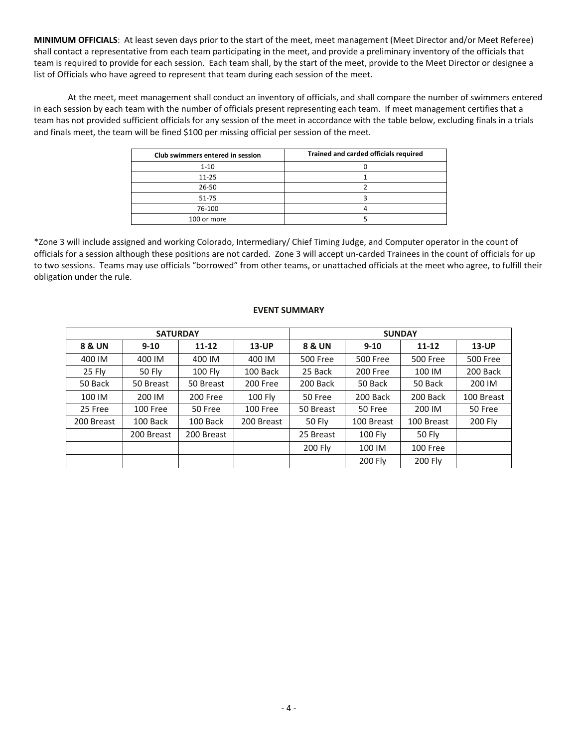**MINIMUM OFFICIALS**: At least seven days prior to the start of the meet, meet management (Meet Director and/or Meet Referee) shall contact a representative from each team participating in the meet, and provide a preliminary inventory of the officials that team is required to provide for each session. Each team shall, by the start of the meet, provide to the Meet Director or designee a list of Officials who have agreed to represent that team during each session of the meet.

At the meet, meet management shall conduct an inventory of officials, and shall compare the number of swimmers entered in each session by each team with the number of officials present representing each team. If meet management certifies that a team has not provided sufficient officials for any session of the meet in accordance with the table below, excluding finals in a trials and finals meet, the team will be fined $100 per missing official per session of the meet.

| Club swimmers entered in session | Trained and carded officials required |
|---|---|
| 1-10 | 0 |
| 11-25 | 1 |
| 26-50 | 2 |
| 51-75 | 3 |
| 76-100 | 4 |
| 100 or more | 5 |

*Zone 3 will include assigned and working Colorado, Intermediary/ Chief Timing Judge, and Computer operator in the count of officials for a session although these positions are not carded. Zone 3 will accept un-carded Trainees in the count of officials for up to two sessions. Teams may use officials "borrowed" from other teams, or unattached officials at the meet who agree, to fulfill their obligation under the rule.

**EVENT SUMMARY**

| SATURDAY | | | | SUNDAY | | | |
|---|---|---|---|---|---|---|---|
| **8 & UN** | **9-10** | **11-12** | **13-UP** | **8 & UN** | **9-10** | **11-12** | **13-UP** |
| 400 IM | 400 IM | 400 IM | 400 IM | 500 Free | 500 Free | 500 Free | 500 Free |
| 25 Fly | 50 Fly | 100 Fly | 100 Back | 25 Back | 200 Free | 100 IM | 200 Back |
| 50 Back | 50 Breast | 50 Breast | 200 Free | 200 Back | 50 Back | 50 Back | 200 IM |
| 100 IM | 200 IM | 200 Free | 100 Fly | 50 Free | 200 Back | 200 Back | 100 Breast |
| 25 Free | 100 Free | 50 Free | 100 Free | 50 Breast | 50 Free | 200 IM | 50 Free |
| 200 Breast | 100 Back | 100 Back | 200 Breast | 50 Fly | 100 Breast | 100 Breast | 200 Fly |
| | 200 Breast | 200 Breast | | 25 Breast | 100 Fly | 50 Fly | |
| | | | | 200 Fly | 100 IM | 100 Free | |
| | | | | | 200 Fly | 200 Fly | |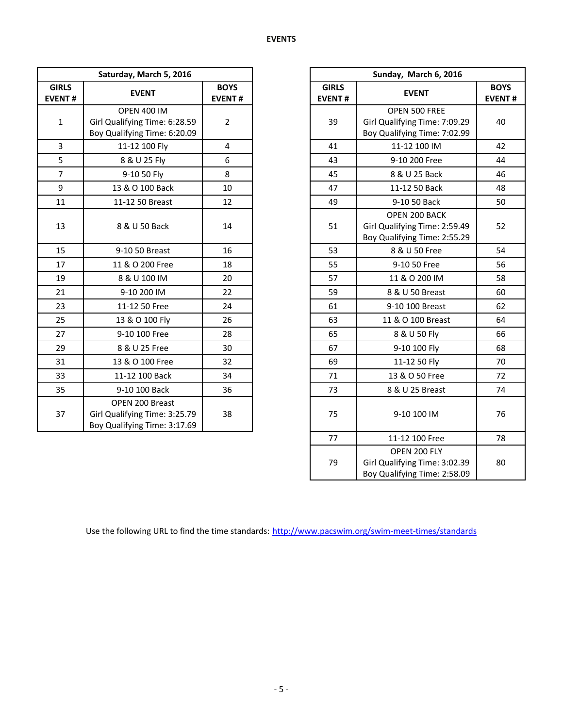**EVENTS**

| Saturday, March 5, 2016 | | |
|---|---|---|
| **GIRLS EVENT #** | **EVENT** | **BOYS EVENT #** |
| 1 | OPEN 400 IM<br>Girl Qualifying Time: 6:28.59<br>Boy Qualifying Time: 6:20.09 | 2 |
| 3 | 11-12 100 Fly | 4 |
| 5 | 8 & U 25 Fly | 6 |
| 7 | 9-10 50 Fly | 8 |
| 9 | 13 & O 100 Back | 10 |
| 11 | 11-12 50 Breast | 12 |
| 13 | 8 & U 50 Back | 14 |
| 15 | 9-10 50 Breast | 16 |
| 17 | 11 & O 200 Free | 18 |
| 19 | 8 & U 100 IM | 20 |
| 21 | 9-10 200 IM | 22 |
| 23 | 11-12 50 Free | 24 |
| 25 | 13 & O 100 Fly | 26 |
| 27 | 9-10 100 Free | 28 |
| 29 | 8 & U 25 Free | 30 |
| 31 | 13 & O 100 Free | 32 |
| 33 | 11-12 100 Back | 34 |
| 35 | 9-10 100 Back | 36 |
| 37 | OPEN 200 Breast<br>Girl Qualifying Time: 3:25.79<br>Boy Qualifying Time: 3:17.69 | 38 |

| Sunday, March 6, 2016 | | |
|---|---|---|
| **GIRLS EVENT #** | **EVENT** | **BOYS EVENT #** |
| 39 | OPEN 500 FREE<br>Girl Qualifying Time: 7:09.29<br>Boy Qualifying Time: 7:02.99 | 40 |
| 41 | 11-12 100 IM | 42 |
| 43 | 9-10 200 Free | 44 |
| 45 | 8 & U 25 Back | 46 |
| 47 | 11-12 50 Back | 48 |
| 49 | 9-10 50 Back | 50 |
| 51 | OPEN 200 BACK<br>Girl Qualifying Time: 2:59.49<br>Boy Qualifying Time: 2:55.29 | 52 |
| 53 | 8 & U 50 Free | 54 |
| 55 | 9-10 50 Free | 56 |
| 57 | 11 & O 200 IM | 58 |
| 59 | 8 & U 50 Breast | 60 |
| 61 | 9-10 100 Breast | 62 |
| 63 | 11 & O 100 Breast | 64 |
| 65 | 8 & U 50 Fly | 66 |
| 67 | 9-10 100 Fly | 68 |
| 69 | 11-12 50 Fly | 70 |
| 71 | 13 & O 50 Free | 72 |
| 73 | 8 & U 25 Breast | 74 |
| 75 | 9-10 100 IM | 76 |
| 77 | 11-12 100 Free | 78 |
| 79 | OPEN 200 FLY<br>Girl Qualifying Time: 3:02.39<br>Boy Qualifying Time: 2:58.09 | 80 |

Use the following URL to find the time standards: http://www.pacswim.org/swim-meet-times/standards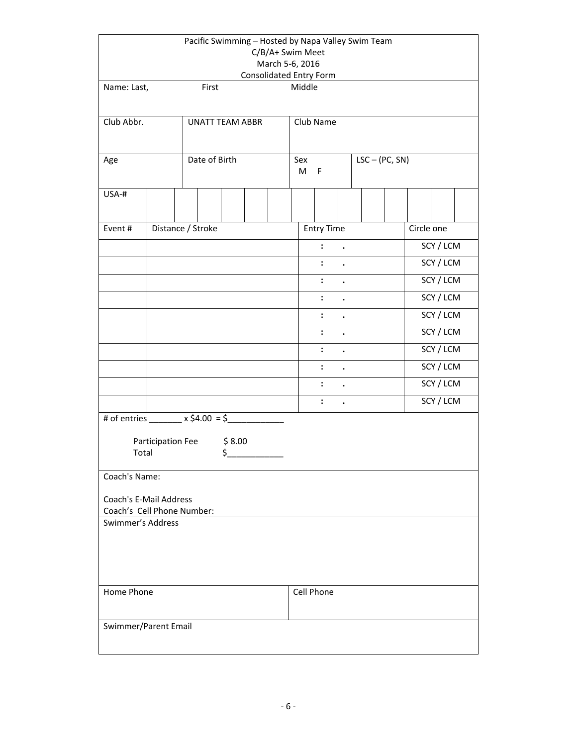Pacific Swimming – Hosted by Napa Valley Swim Team
C/B/A+ Swim Meet
March 5-6, 2016
Consolidated Entry Form

| | | | |
|---|---|---|---|
| Name: Last, First | | Middle | |
| Club Abbr. | UNATT TEAM ABBR | Club Name | |
| Age | Date of Birth | Sex M F | LSC – (PC, SN) |
| USA-# | | | |

| Event # | Distance / Stroke | Entry Time | Circle one |
|---|---|---|---|
| | | : . | SCY / LCM |
| | | : . | SCY / LCM |
| | | : . | SCY / LCM |
| | | : . | SCY / LCM |
| | | : . | SCY / LCM |
| | | : . | SCY / LCM |
| | | : . | SCY / LCM |
| | | : . | SCY / LCM |
| | | : . | SCY / LCM |
| | | : . | SCY / LCM |

# of entries _______ x $4.00 = $____________

Participation Fee $ 8.00
Total $____________

Coach's Name:

Coach's E-Mail Address
Coach's Cell Phone Number:

Swimmer's Address

| | |
|---|---|
| Home Phone | Cell Phone |

Swimmer/Parent Email